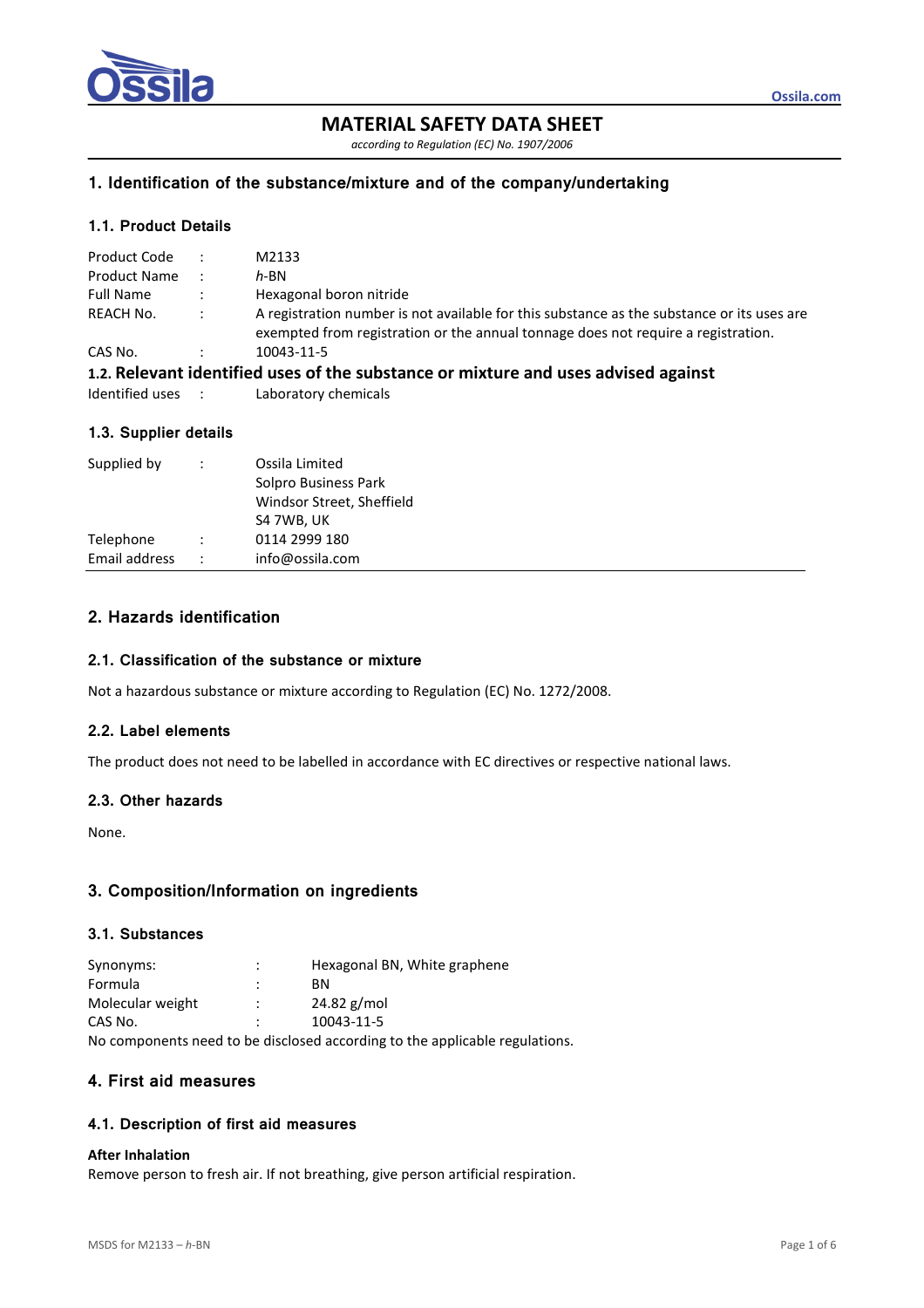# MATERIAL SAFETY DATA SHEET

*according to Regulation (EC) No. 1907/2006*

## 1. Identification of the substance/mixture and of the company/undertaking

### 1.1. Product Details

| | | |
|---|---|---|
| Product Code | : | M2133 |
| Product Name | : | *h*-BN |
| Full Name | : | Hexagonal boron nitride |
| REACH No. | : | A registration number is not available for this substance as the substance or its uses are exempted from registration or the annual tonnage does not require a registration. |
| CAS No. | : | 10043-11-5 |

### 1.2. Relevant identified uses of the substance or mixture and uses advised against

| | | |
|---|---|---|
| Identified uses | : | Laboratory chemicals |

### 1.3. Supplier details

| | | |
|---|---|---|
| Supplied by | : | Ossila Limited<br>Solpro Business Park<br>Windsor Street, Sheffield<br>S4 7WB, UK |
| Telephone | : | 0114 2999 180 |
| Email address | : | info@ossila.com |

## 2. Hazards identification

### 2.1. Classification of the substance or mixture

Not a hazardous substance or mixture according to Regulation (EC) No. 1272/2008.

### 2.2. Label elements

The product does not need to be labelled in accordance with EC directives or respective national laws.

### 2.3. Other hazards

None.

## 3. Composition/Information on ingredients

### 3.1. Substances

| | | |
|---|---|---|
| Synonyms: | : | Hexagonal BN, White graphene |
| Formula | : | BN |
| Molecular weight | : | 24.82 g/mol |
| CAS No. | : | 10043-11-5 |

No components need to be disclosed according to the applicable regulations.

## 4. First aid measures

### 4.1. Description of first aid measures

**After Inhalation**

Remove person to fresh air. If not breathing, give person artificial respiration.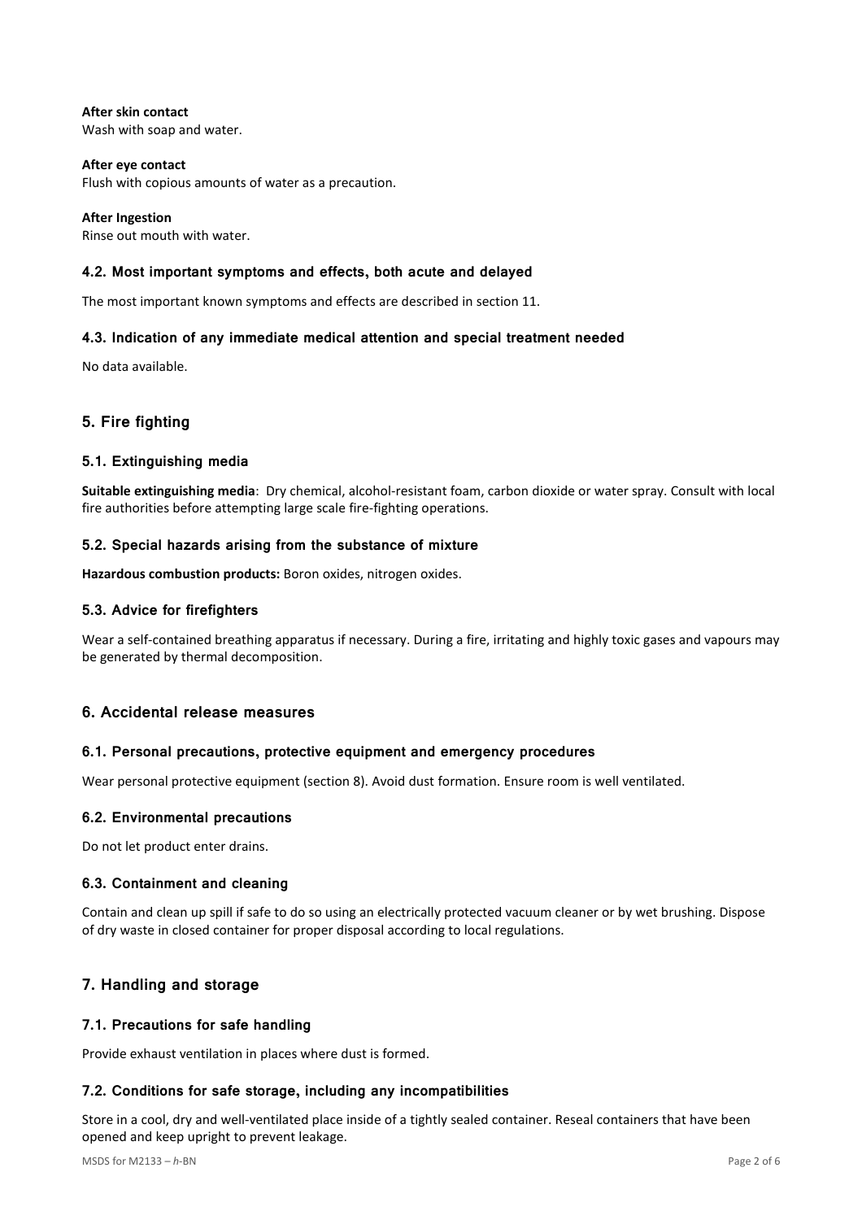**After skin contact**
Wash with soap and water.

**After eye contact**
Flush with copious amounts of water as a precaution.

**After Ingestion**
Rinse out mouth with water.

### 4.2. Most important symptoms and effects, both acute and delayed

The most important known symptoms and effects are described in section 11.

### 4.3. Indication of any immediate medical attention and special treatment needed

No data available.

## 5. Fire fighting

### 5.1. Extinguishing media

**Suitable extinguishing media**: Dry chemical, alcohol-resistant foam, carbon dioxide or water spray. Consult with local fire authorities before attempting large scale fire-fighting operations.

### 5.2. Special hazards arising from the substance of mixture

**Hazardous combustion products:** Boron oxides, nitrogen oxides.

### 5.3. Advice for firefighters

Wear a self-contained breathing apparatus if necessary. During a fire, irritating and highly toxic gases and vapours may be generated by thermal decomposition.

## 6. Accidental release measures

### 6.1. Personal precautions, protective equipment and emergency procedures

Wear personal protective equipment (section 8). Avoid dust formation. Ensure room is well ventilated.

### 6.2. Environmental precautions

Do not let product enter drains.

### 6.3. Containment and cleaning

Contain and clean up spill if safe to do so using an electrically protected vacuum cleaner or by wet brushing. Dispose of dry waste in closed container for proper disposal according to local regulations.

## 7. Handling and storage

### 7.1. Precautions for safe handling

Provide exhaust ventilation in places where dust is formed.

### 7.2. Conditions for safe storage, including any incompatibilities

Store in a cool, dry and well-ventilated place inside of a tightly sealed container. Reseal containers that have been opened and keep upright to prevent leakage.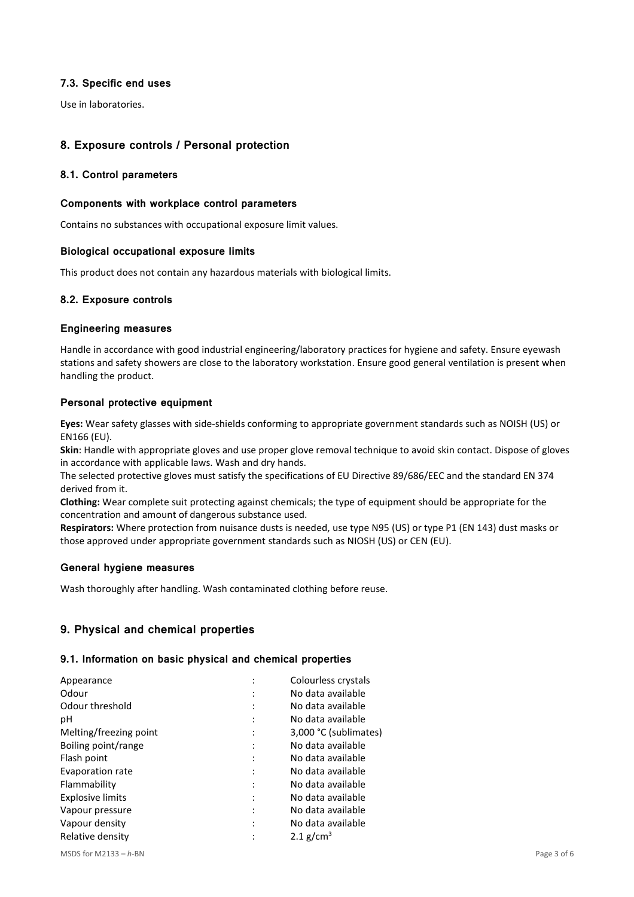### 7.3. Specific end uses

Use in laboratories.

## 8. Exposure controls / Personal protection

### 8.1. Control parameters

#### Components with workplace control parameters

Contains no substances with occupational exposure limit values.

#### Biological occupational exposure limits

This product does not contain any hazardous materials with biological limits.

### 8.2. Exposure controls

#### Engineering measures

Handle in accordance with good industrial engineering/laboratory practices for hygiene and safety. Ensure eyewash stations and safety showers are close to the laboratory workstation. Ensure good general ventilation is present when handling the product.

#### Personal protective equipment

**Eyes:** Wear safety glasses with side-shields conforming to appropriate government standards such as NOISH (US) or EN166 (EU).

**Skin**: Handle with appropriate gloves and use proper glove removal technique to avoid skin contact. Dispose of gloves in accordance with applicable laws. Wash and dry hands.

The selected protective gloves must satisfy the specifications of EU Directive 89/686/EEC and the standard EN 374 derived from it.

**Clothing:** Wear complete suit protecting against chemicals; the type of equipment should be appropriate for the concentration and amount of dangerous substance used.

**Respirators:** Where protection from nuisance dusts is needed, use type N95 (US) or type P1 (EN 143) dust masks or those approved under appropriate government standards such as NIOSH (US) or CEN (EU).

#### General hygiene measures

Wash thoroughly after handling. Wash contaminated clothing before reuse.

## 9. Physical and chemical properties

### 9.1. Information on basic physical and chemical properties

| | | |
|---|---|---|
| Appearance | : | Colourless crystals |
| Odour | : | No data available |
| Odour threshold | : | No data available |
| pH | : | No data available |
| Melting/freezing point | : | 3,000 °C (sublimates) |
| Boiling point/range | : | No data available |
| Flash point | : | No data available |
| Evaporation rate | : | No data available |
| Flammability | : | No data available |
| Explosive limits | : | No data available |
| Vapour pressure | : | No data available |
| Vapour density | : | No data available |
| Relative density | : | 2.1 $g/cm^3$ |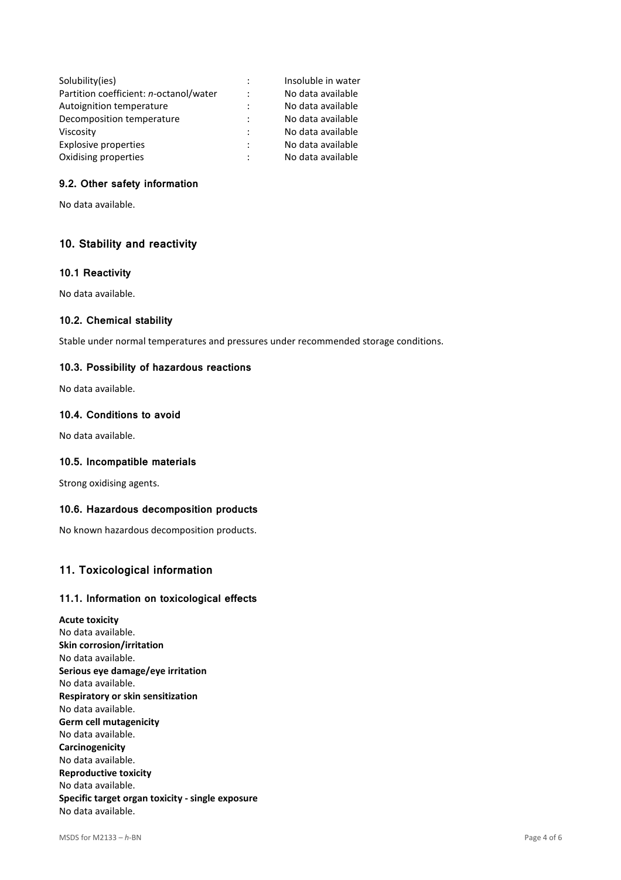| | | |
|---|---|---|
| Solubility(ies) | : | Insoluble in water |
| Partition coefficient: *n*-octanol/water | : | No data available |
| Autoignition temperature | : | No data available |
| Decomposition temperature | : | No data available |
| Viscosity | : | No data available |
| Explosive properties | : | No data available |
| Oxidising properties | : | No data available |

### 9.2. Other safety information

No data available.

## 10. Stability and reactivity

### 10.1 Reactivity

No data available.

### 10.2. Chemical stability

Stable under normal temperatures and pressures under recommended storage conditions.

### 10.3. Possibility of hazardous reactions

No data available.

### 10.4. Conditions to avoid

No data available.

### 10.5. Incompatible materials

Strong oxidising agents.

### 10.6. Hazardous decomposition products

No known hazardous decomposition products.

## 11. Toxicological information

### 11.1. Information on toxicological effects

**Acute toxicity**
No data available.
**Skin corrosion/irritation**
No data available.
**Serious eye damage/eye irritation**
No data available.
**Respiratory or skin sensitization**
No data available.
**Germ cell mutagenicity**
No data available.
**Carcinogenicity**
No data available.
**Reproductive toxicity**
No data available.
**Specific target organ toxicity - single exposure**
No data available.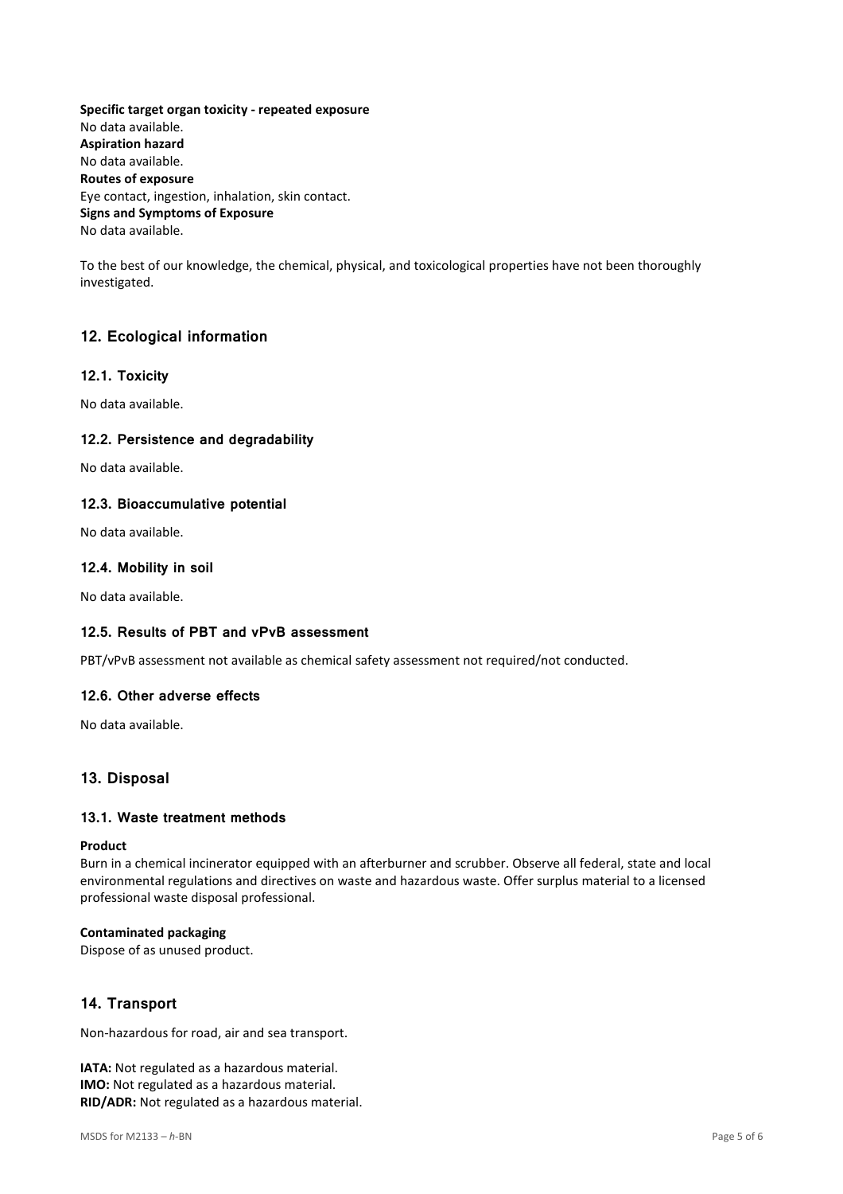**Specific target organ toxicity - repeated exposure**
No data available.
**Aspiration hazard**
No data available.
**Routes of exposure**
Eye contact, ingestion, inhalation, skin contact.
**Signs and Symptoms of Exposure**
No data available.

To the best of our knowledge, the chemical, physical, and toxicological properties have not been thoroughly investigated.

## 12. Ecological information

### 12.1. Toxicity

No data available.

### 12.2. Persistence and degradability

No data available.

### 12.3. Bioaccumulative potential

No data available.

### 12.4. Mobility in soil

No data available.

### 12.5. Results of PBT and vPvB assessment

PBT/vPvB assessment not available as chemical safety assessment not required/not conducted.

### 12.6. Other adverse effects

No data available.

## 13. Disposal

### 13.1. Waste treatment methods

**Product**
Burn in a chemical incinerator equipped with an afterburner and scrubber. Observe all federal, state and local environmental regulations and directives on waste and hazardous waste. Offer surplus material to a licensed professional waste disposal professional.

**Contaminated packaging**
Dispose of as unused product.

## 14. Transport

Non-hazardous for road, air and sea transport.

**IATA:** Not regulated as a hazardous material.
**IMO:** Not regulated as a hazardous material.
**RID/ADR:** Not regulated as a hazardous material.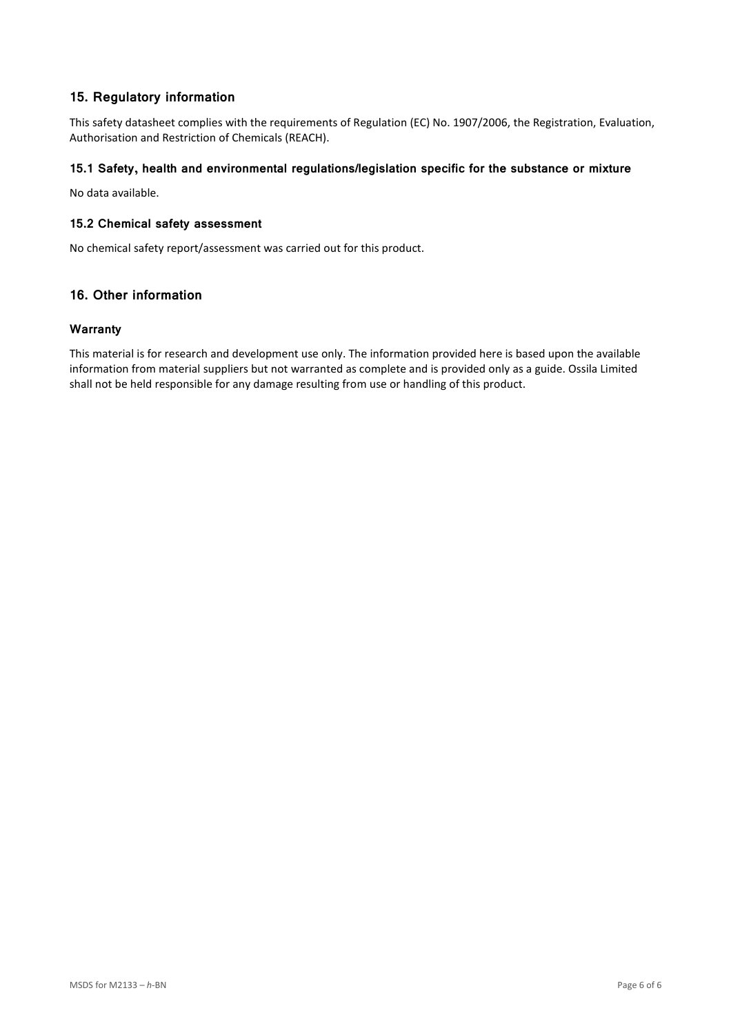## 15. Regulatory information

This safety datasheet complies with the requirements of Regulation (EC) No. 1907/2006, the Registration, Evaluation, Authorisation and Restriction of Chemicals (REACH).

### 15.1 Safety, health and environmental regulations/legislation specific for the substance or mixture

No data available.

### 15.2 Chemical safety assessment

No chemical safety report/assessment was carried out for this product.

## 16. Other information

### Warranty

This material is for research and development use only. The information provided here is based upon the available information from material suppliers but not warranted as complete and is provided only as a guide. Ossila Limited shall not be held responsible for any damage resulting from use or handling of this product.